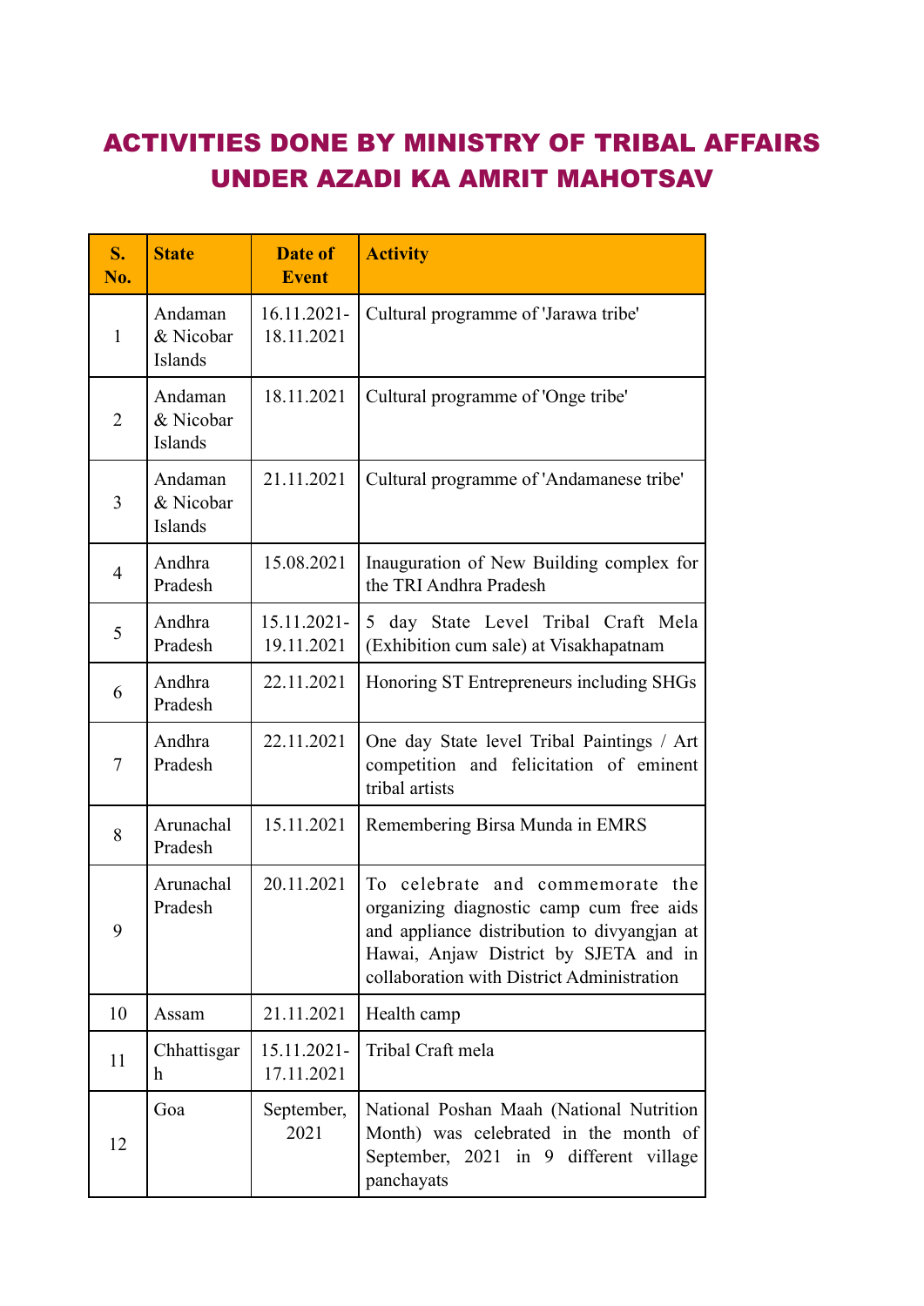# ACTIVITIES DONE BY MINISTRY OF TRIBAL AFFAIRS UNDER AZADI KA AMRIT MAHOTSAV

| S. No. | State | Date of Event | Activity |
|---|---|---|---|
| 1 | Andaman & Nicobar Islands | 16.11.2021-18.11.2021 | Cultural programme of 'Jarawa tribe' |
| 2 | Andaman & Nicobar Islands | 18.11.2021 | Cultural programme of 'Onge tribe' |
| 3 | Andaman & Nicobar Islands | 21.11.2021 | Cultural programme of 'Andamanese tribe' |
| 4 | Andhra Pradesh | 15.08.2021 | Inauguration of New Building complex for the TRI Andhra Pradesh |
| 5 | Andhra Pradesh | 15.11.2021-19.11.2021 | 5 day State Level Tribal Craft Mela (Exhibition cum sale) at Visakhapatnam |
| 6 | Andhra Pradesh | 22.11.2021 | Honoring ST Entrepreneurs including SHGs |
| 7 | Andhra Pradesh | 22.11.2021 | One day State level Tribal Paintings / Art competition and felicitation of eminent tribal artists |
| 8 | Arunachal Pradesh | 15.11.2021 | Remembering Birsa Munda in EMRS |
| 9 | Arunachal Pradesh | 20.11.2021 | To celebrate and commemorate the organizing diagnostic camp cum free aids and appliance distribution to divyangjan at Hawai, Anjaw District by SJETA and in collaboration with District Administration |
| 10 | Assam | 21.11.2021 | Health camp |
| 11 | Chhattisgarh | 15.11.2021-17.11.2021 | Tribal Craft mela |
| 12 | Goa | September, 2021 | National Poshan Maah (National Nutrition Month) was celebrated in the month of September, 2021 in 9 different village panchayats |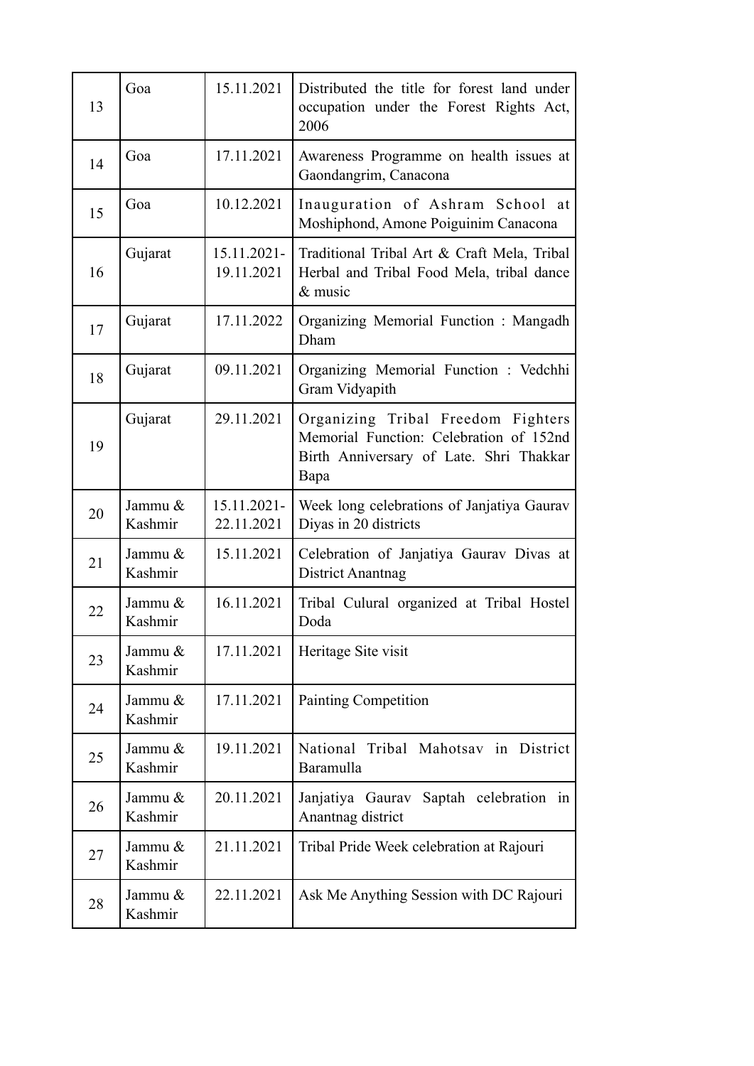| 13 | Goa | 15.11.2021 | Distributed the title for forest land under occupation under the Forest Rights Act, 2006 |
|---|---|---|---|
| 14 | Goa | 17.11.2021 | Awareness Programme on health issues at Gaondangrim, Canacona |
| 15 | Goa | 10.12.2021 | Inauguration of Ashram School at Moshiphond, Amone Poiguinim Canacona |
| 16 | Gujarat | 15.11.2021-19.11.2021 | Traditional Tribal Art & Craft Mela, Tribal Herbal and Tribal Food Mela, tribal dance & music |
| 17 | Gujarat | 17.11.2022 | Organizing Memorial Function : Mangadh Dham |
| 18 | Gujarat | 09.11.2021 | Organizing Memorial Function : Vedchhi Gram Vidyapith |
| 19 | Gujarat | 29.11.2021 | Organizing Tribal Freedom Fighters Memorial Function: Celebration of 152nd Birth Anniversary of Late. Shri Thakkar Bapa |
| 20 | Jammu & Kashmir | 15.11.2021-22.11.2021 | Week long celebrations of Janjatiya Gaurav Diyas in 20 districts |
| 21 | Jammu & Kashmir | 15.11.2021 | Celebration of Janjatiya Gaurav Divas at District Anantnag |
| 22 | Jammu & Kashmir | 16.11.2021 | Tribal Culural organized at Tribal Hostel Doda |
| 23 | Jammu & Kashmir | 17.11.2021 | Heritage Site visit |
| 24 | Jammu & Kashmir | 17.11.2021 | Painting Competition |
| 25 | Jammu & Kashmir | 19.11.2021 | National Tribal Mahotsav in District Baramulla |
| 26 | Jammu & Kashmir | 20.11.2021 | Janjatiya Gaurav Saptah celebration in Anantnag district |
| 27 | Jammu & Kashmir | 21.11.2021 | Tribal Pride Week celebration at Rajouri |
| 28 | Jammu & Kashmir | 22.11.2021 | Ask Me Anything Session with DC Rajouri |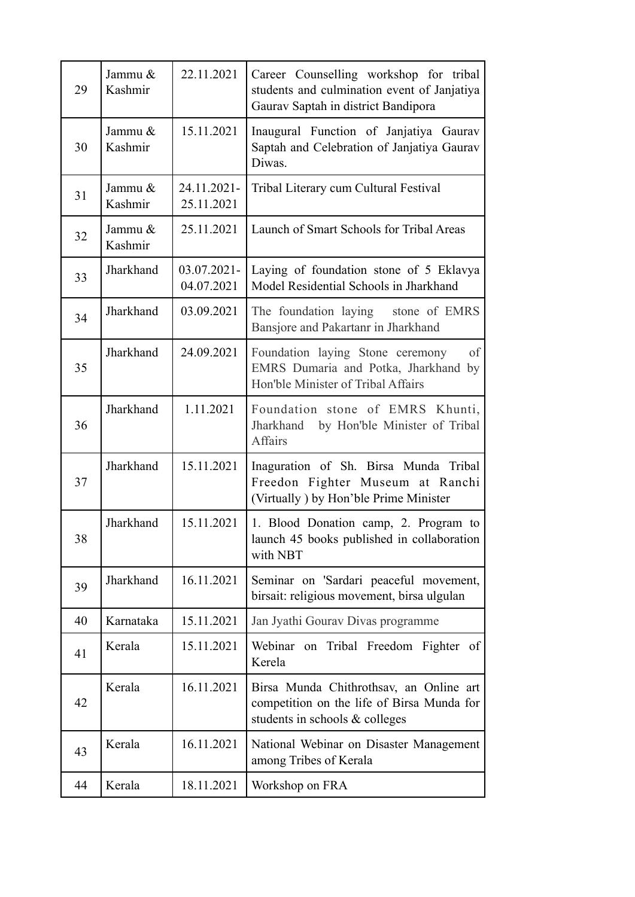| 29 | Jammu & Kashmir | 22.11.2021 | Career Counselling workshop for tribal students and culmination event of Janjatiya Gaurav Saptah in district Bandipora |
|---|---|---|---|
| 30 | Jammu & Kashmir | 15.11.2021 | Inaugural Function of Janjatiya Gaurav Saptah and Celebration of Janjatiya Gaurav Diwas. |
| 31 | Jammu & Kashmir | 24.11.2021-25.11.2021 | Tribal Literary cum Cultural Festival |
| 32 | Jammu & Kashmir | 25.11.2021 | Launch of Smart Schools for Tribal Areas |
| 33 | Jharkhand | 03.07.2021-04.07.2021 | Laying of foundation stone of 5 Eklavya Model Residential Schools in Jharkhand |
| 34 | Jharkhand | 03.09.2021 | The foundation laying stone of EMRS Bansjore and Pakartanr in Jharkhand |
| 35 | Jharkhand | 24.09.2021 | Foundation laying Stone ceremony of EMRS Dumaria and Potka, Jharkhand by Hon'ble Minister of Tribal Affairs |
| 36 | Jharkhand | 1.11.2021 | Foundation stone of EMRS Khunti, Jharkhand by Hon'ble Minister of Tribal Affairs |
| 37 | Jharkhand | 15.11.2021 | Inaguration of Sh. Birsa Munda Tribal Freedon Fighter Museum at Ranchi (Virtually ) by Hon'ble Prime Minister |
| 38 | Jharkhand | 15.11.2021 | 1. Blood Donation camp, 2. Program to launch 45 books published in collaboration with NBT |
| 39 | Jharkhand | 16.11.2021 | Seminar on 'Sardari peaceful movement, birsait: religious movement, birsa ulgulan |
| 40 | Karnataka | 15.11.2021 | Jan Jyathi Gourav Divas programme |
| 41 | Kerala | 15.11.2021 | Webinar on Tribal Freedom Fighter of Kerela |
| 42 | Kerala | 16.11.2021 | Birsa Munda Chithrothsav, an Online art competition on the life of Birsa Munda for students in schools & colleges |
| 43 | Kerala | 16.11.2021 | National Webinar on Disaster Management among Tribes of Kerala |
| 44 | Kerala | 18.11.2021 | Workshop on FRA |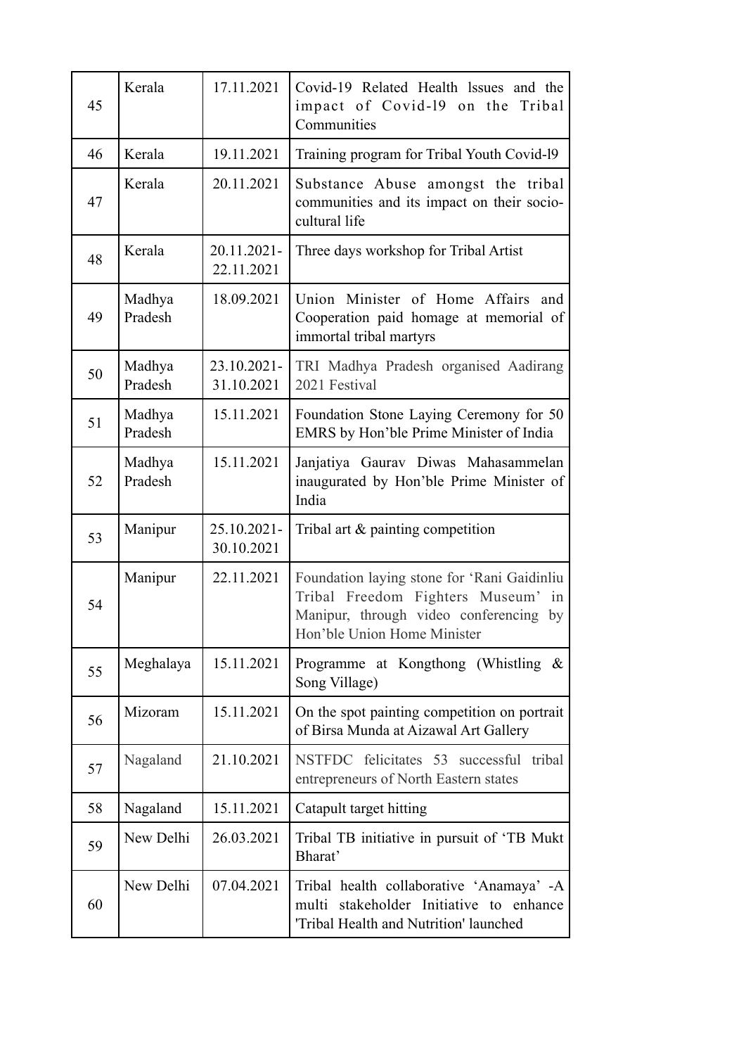| 45 | Kerala | 17.11.2021 | Covid-19 Related Health lssues and the impact of Covid-l9 on the Tribal Communities |
|---|---|---|---|
| 46 | Kerala | 19.11.2021 | Training program for Tribal Youth Covid-l9 |
| 47 | Kerala | 20.11.2021 | Substance Abuse amongst the tribal communities and its impact on their socio-cultural life |
| 48 | Kerala | 20.11.2021-22.11.2021 | Three days workshop for Tribal Artist |
| 49 | Madhya Pradesh | 18.09.2021 | Union Minister of Home Affairs and Cooperation paid homage at memorial of immortal tribal martyrs |
| 50 | Madhya Pradesh | 23.10.2021-31.10.2021 | TRI Madhya Pradesh organised Aadirang 2021 Festival |
| 51 | Madhya Pradesh | 15.11.2021 | Foundation Stone Laying Ceremony for 50 EMRS by Hon'ble Prime Minister of India |
| 52 | Madhya Pradesh | 15.11.2021 | Janjatiya Gaurav Diwas Mahasammelan inaugurated by Hon'ble Prime Minister of India |
| 53 | Manipur | 25.10.2021-30.10.2021 | Tribal art & painting competition |
| 54 | Manipur | 22.11.2021 | Foundation laying stone for 'Rani Gaidinliu Tribal Freedom Fighters Museum' in Manipur, through video conferencing by Hon'ble Union Home Minister |
| 55 | Meghalaya | 15.11.2021 | Programme at Kongthong (Whistling & Song Village) |
| 56 | Mizoram | 15.11.2021 | On the spot painting competition on portrait of Birsa Munda at Aizawal Art Gallery |
| 57 | Nagaland | 21.10.2021 | NSTFDC felicitates 53 successful tribal entrepreneurs of North Eastern states |
| 58 | Nagaland | 15.11.2021 | Catapult target hitting |
| 59 | New Delhi | 26.03.2021 | Tribal TB initiative in pursuit of 'TB Mukt Bharat' |
| 60 | New Delhi | 07.04.2021 | Tribal health collaborative 'Anamaya' -A multi stakeholder Initiative to enhance 'Tribal Health and Nutrition' launched |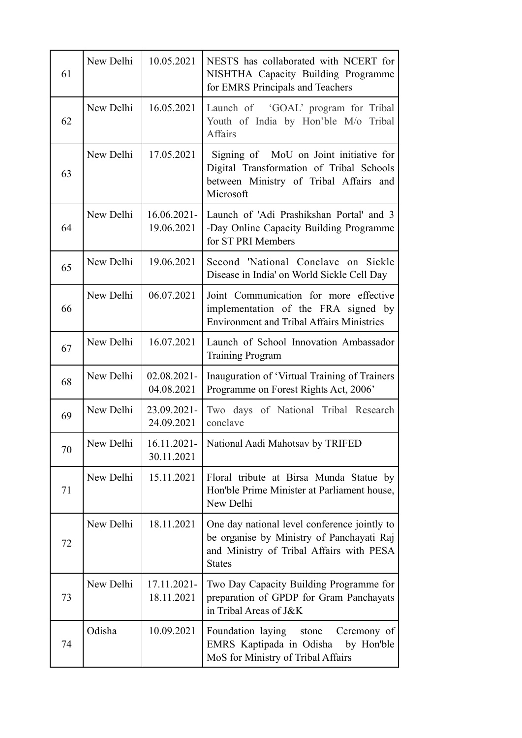| 61 | New Delhi | 10.05.2021 | NESTS has collaborated with NCERT for NISHTHA Capacity Building Programme for EMRS Principals and Teachers |
|---|---|---|---|
| 62 | New Delhi | 16.05.2021 | Launch of 'GOAL' program for Tribal Youth of India by Hon'ble M/o Tribal Affairs |
| 63 | New Delhi | 17.05.2021 | Signing of MoU on Joint initiative for Digital Transformation of Tribal Schools between Ministry of Tribal Affairs and Microsoft |
| 64 | New Delhi | 16.06.2021-19.06.2021 | Launch of 'Adi Prashikshan Portal' and 3 -Day Online Capacity Building Programme for ST PRI Members |
| 65 | New Delhi | 19.06.2021 | Second 'National Conclave on Sickle Disease in India' on World Sickle Cell Day |
| 66 | New Delhi | 06.07.2021 | Joint Communication for more effective implementation of the FRA signed by Environment and Tribal Affairs Ministries |
| 67 | New Delhi | 16.07.2021 | Launch of School Innovation Ambassador Training Program |
| 68 | New Delhi | 02.08.2021-04.08.2021 | Inauguration of 'Virtual Training of Trainers Programme on Forest Rights Act, 2006' |
| 69 | New Delhi | 23.09.2021-24.09.2021 | Two days of National Tribal Research conclave |
| 70 | New Delhi | 16.11.2021-30.11.2021 | National Aadi Mahotsav by TRIFED |
| 71 | New Delhi | 15.11.2021 | Floral tribute at Birsa Munda Statue by Hon'ble Prime Minister at Parliament house, New Delhi |
| 72 | New Delhi | 18.11.2021 | One day national level conference jointly to be organise by Ministry of Panchayati Raj and Ministry of Tribal Affairs with PESA States |
| 73 | New Delhi | 17.11.2021-18.11.2021 | Two Day Capacity Building Programme for preparation of GPDP for Gram Panchayats in Tribal Areas of J&K |
| 74 | Odisha | 10.09.2021 | Foundation laying stone Ceremony of EMRS Kaptipada in Odisha by Hon'ble MoS for Ministry of Tribal Affairs |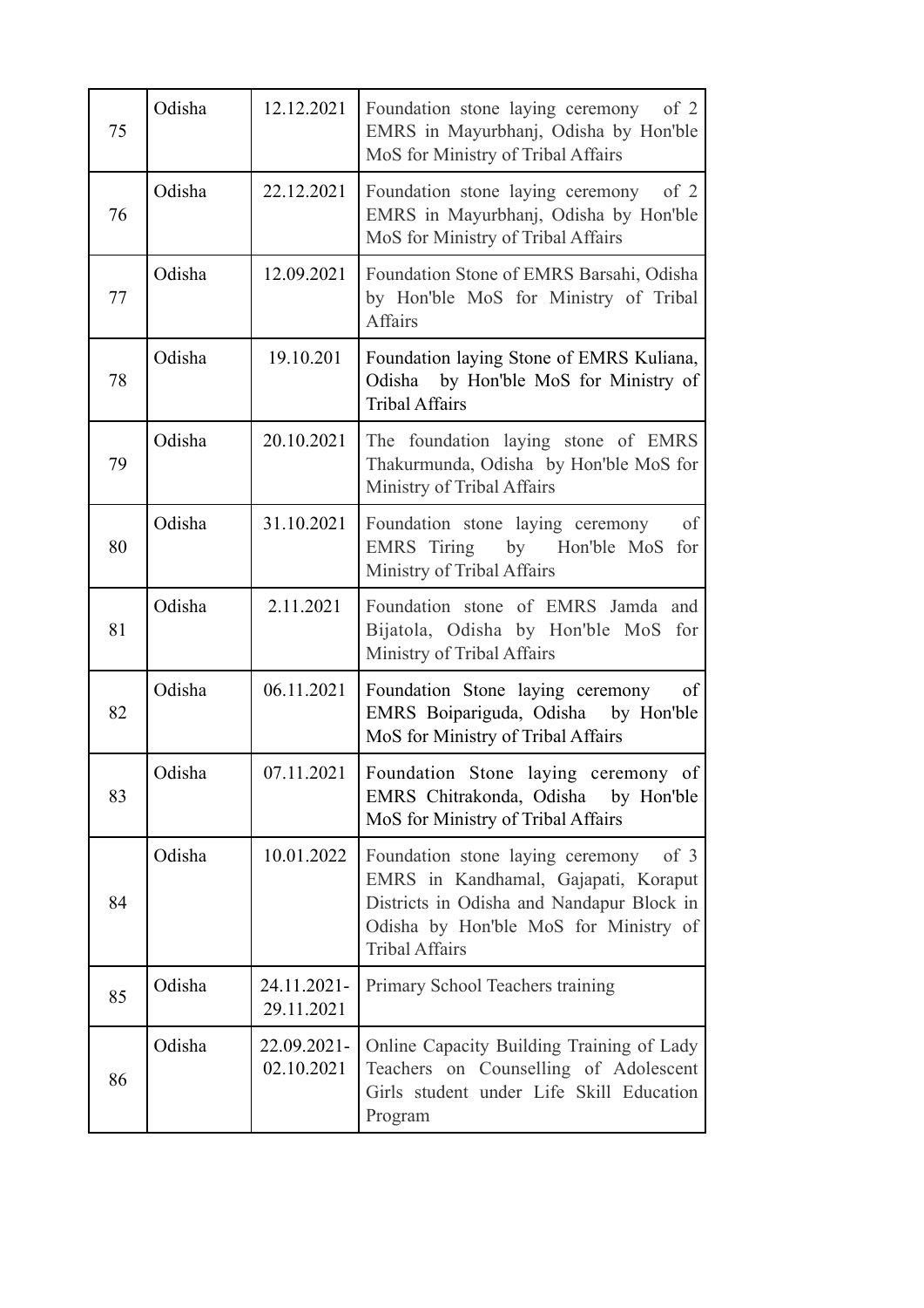| 75 | Odisha | 12.12.2021 | Foundation stone laying ceremony of 2 EMRS in Mayurbhanj, Odisha by Hon'ble MoS for Ministry of Tribal Affairs |
|---|---|---|---|
| 76 | Odisha | 22.12.2021 | Foundation stone laying ceremony of 2 EMRS in Mayurbhanj, Odisha by Hon'ble MoS for Ministry of Tribal Affairs |
| 77 | Odisha | 12.09.2021 | Foundation Stone of EMRS Barsahi, Odisha by Hon'ble MoS for Ministry of Tribal Affairs |
| 78 | Odisha | 19.10.201 | Foundation laying Stone of EMRS Kuliana, Odisha by Hon'ble MoS for Ministry of Tribal Affairs |
| 79 | Odisha | 20.10.2021 | The foundation laying stone of EMRS Thakurmunda, Odisha by Hon'ble MoS for Ministry of Tribal Affairs |
| 80 | Odisha | 31.10.2021 | Foundation stone laying ceremony of EMRS Tiring by Hon'ble MoS for Ministry of Tribal Affairs |
| 81 | Odisha | 2.11.2021 | Foundation stone of EMRS Jamda and Bijatola, Odisha by Hon'ble MoS for Ministry of Tribal Affairs |
| 82 | Odisha | 06.11.2021 | Foundation Stone laying ceremony of EMRS Boipariguda, Odisha by Hon'ble MoS for Ministry of Tribal Affairs |
| 83 | Odisha | 07.11.2021 | Foundation Stone laying ceremony of EMRS Chitrakonda, Odisha by Hon'ble MoS for Ministry of Tribal Affairs |
| 84 | Odisha | 10.01.2022 | Foundation stone laying ceremony of 3 EMRS in Kandhamal, Gajapati, Koraput Districts in Odisha and Nandapur Block in Odisha by Hon'ble MoS for Ministry of Tribal Affairs |
| 85 | Odisha | 24.11.2021-29.11.2021 | Primary School Teachers training |
| 86 | Odisha | 22.09.2021-02.10.2021 | Online Capacity Building Training of Lady Teachers on Counselling of Adolescent Girls student under Life Skill Education Program |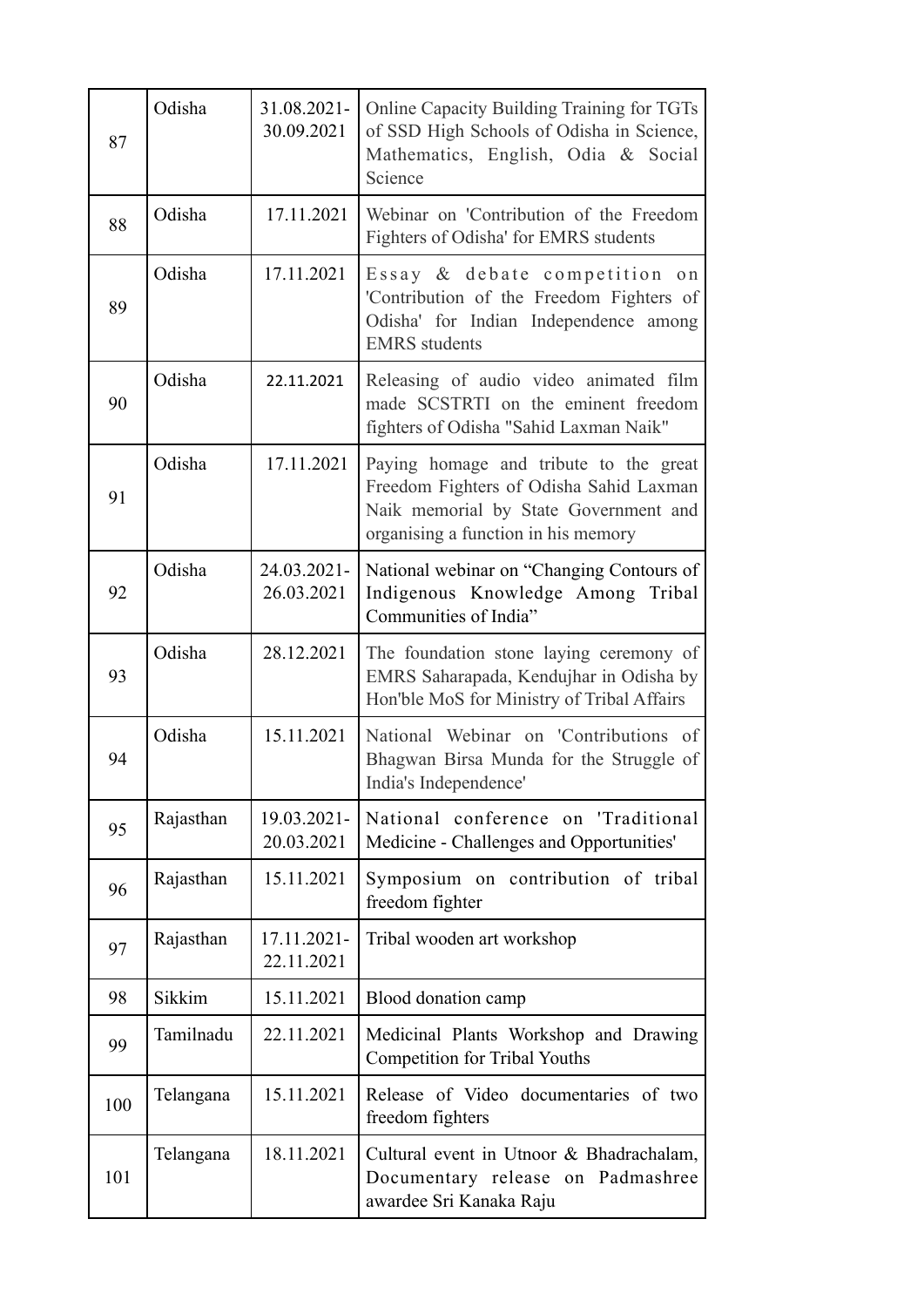| 87 | Odisha | 31.08.2021-30.09.2021 | Online Capacity Building Training for TGTs of SSD High Schools of Odisha in Science, Mathematics, English, Odia & Social Science |
|---|---|---|---|
| 88 | Odisha | 17.11.2021 | Webinar on 'Contribution of the Freedom Fighters of Odisha' for EMRS students |
| 89 | Odisha | 17.11.2021 | Essay & debate competition on 'Contribution of the Freedom Fighters of Odisha' for Indian Independence among EMRS students |
| 90 | Odisha | 22.11.2021 | Releasing of audio video animated film made SCSTRTI on the eminent freedom fighters of Odisha "Sahid Laxman Naik" |
| 91 | Odisha | 17.11.2021 | Paying homage and tribute to the great Freedom Fighters of Odisha Sahid Laxman Naik memorial by State Government and organising a function in his memory |
| 92 | Odisha | 24.03.2021-26.03.2021 | National webinar on "Changing Contours of Indigenous Knowledge Among Tribal Communities of India" |
| 93 | Odisha | 28.12.2021 | The foundation stone laying ceremony of EMRS Saharapada, Kendujhar in Odisha by Hon'ble MoS for Ministry of Tribal Affairs |
| 94 | Odisha | 15.11.2021 | National Webinar on 'Contributions of Bhagwan Birsa Munda for the Struggle of India's Independence' |
| 95 | Rajasthan | 19.03.2021-20.03.2021 | National conference on 'Traditional Medicine - Challenges and Opportunities' |
| 96 | Rajasthan | 15.11.2021 | Symposium on contribution of tribal freedom fighter |
| 97 | Rajasthan | 17.11.2021-22.11.2021 | Tribal wooden art workshop |
| 98 | Sikkim | 15.11.2021 | Blood donation camp |
| 99 | Tamilnadu | 22.11.2021 | Medicinal Plants Workshop and Drawing Competition for Tribal Youths |
| 100 | Telangana | 15.11.2021 | Release of Video documentaries of two freedom fighters |
| 101 | Telangana | 18.11.2021 | Cultural event in Utnoor & Bhadrachalam, Documentary release on Padmashree awardee Sri Kanaka Raju |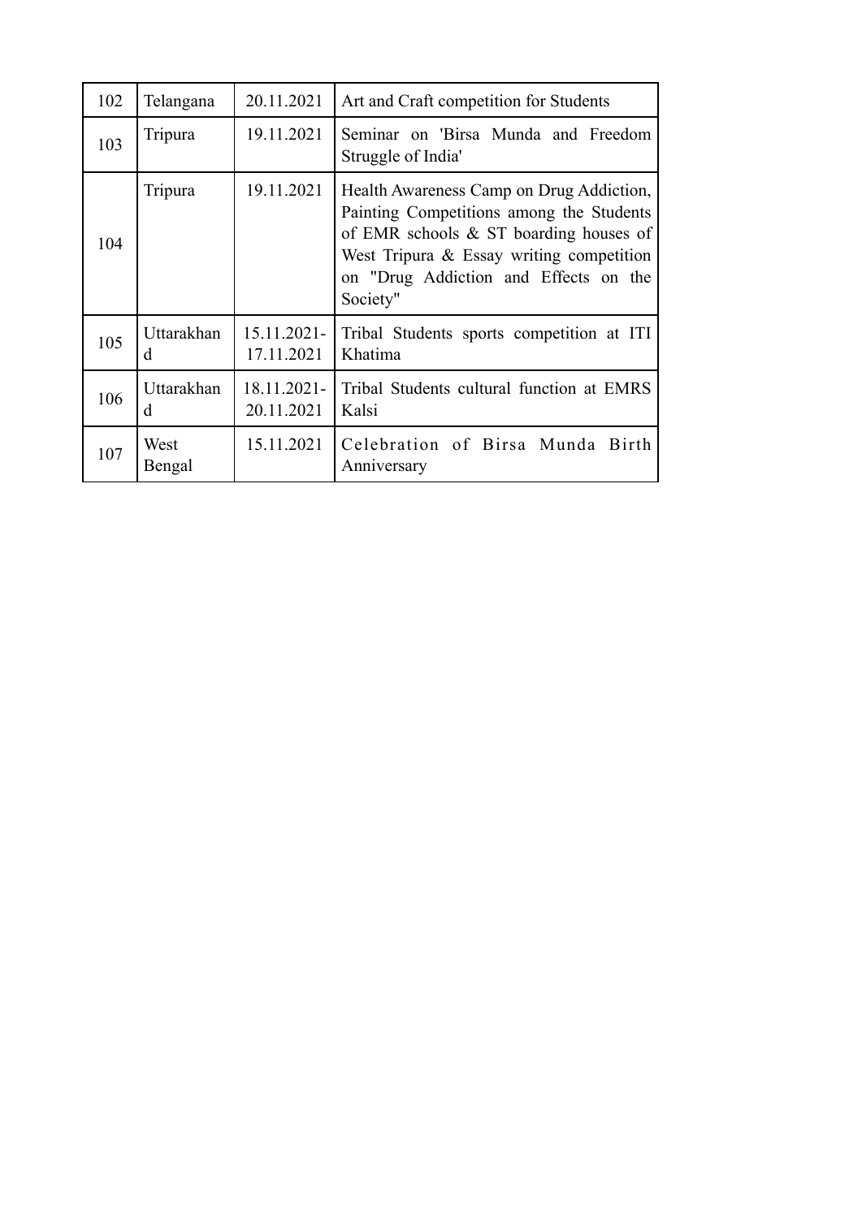| | | | |
|---|---|---|---|
| 102 | Telangana | 20.11.2021 | Art and Craft competition for Students |
| 103 | Tripura | 19.11.2021 | Seminar on 'Birsa Munda and Freedom Struggle of India' |
| 104 | Tripura | 19.11.2021 | Health Awareness Camp on Drug Addiction, Painting Competitions among the Students of EMR schools & ST boarding houses of West Tripura & Essay writing competition on "Drug Addiction and Effects on the Society" |
| 105 | Uttarakhand | 15.11.2021-17.11.2021 | Tribal Students sports competition at ITI Khatima |
| 106 | Uttarakhand | 18.11.2021-20.11.2021 | Tribal Students cultural function at EMRS Kalsi |
| 107 | West Bengal | 15.11.2021 | Celebration of Birsa Munda Birth Anniversary |